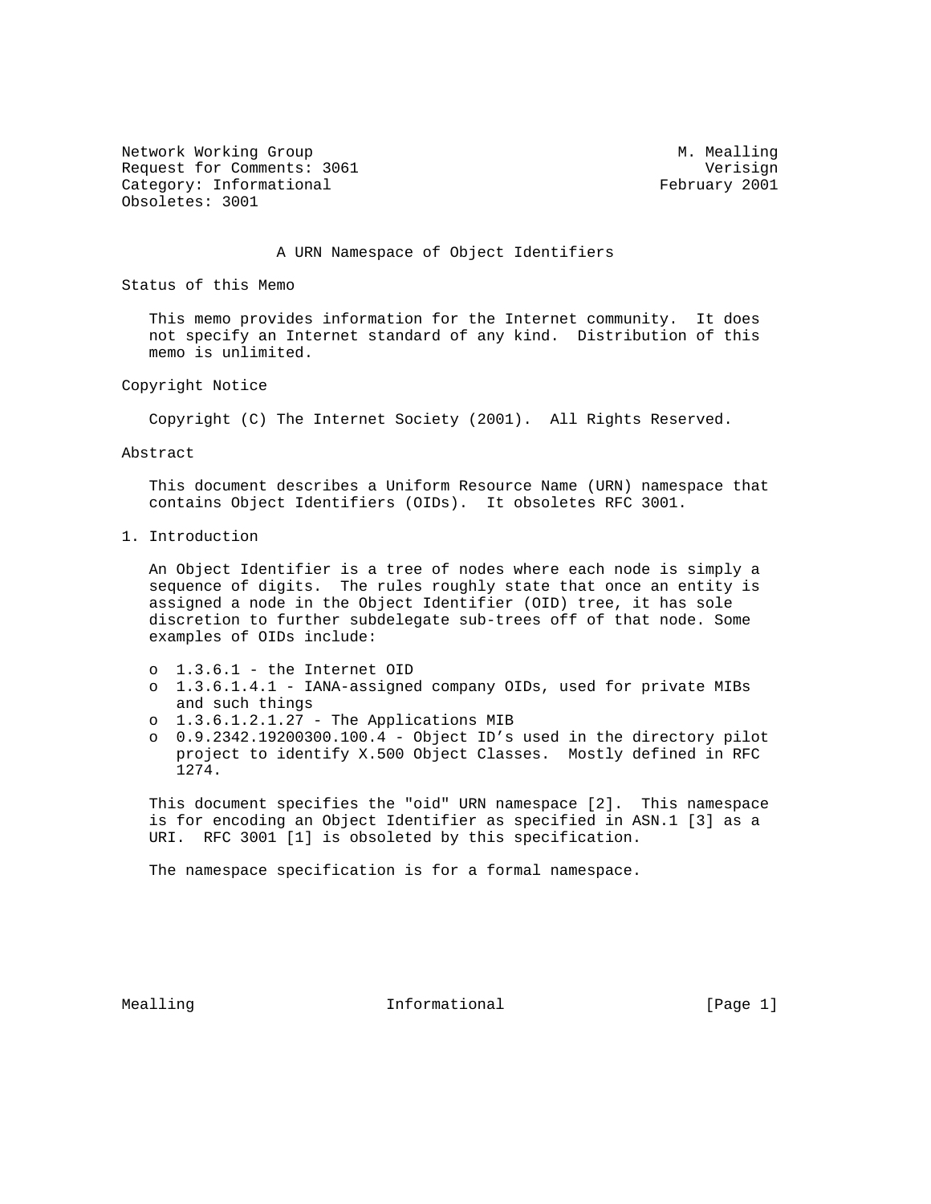Network Working Group M. Mealling
Request for Comments: 3061 Verisign
Category: Informational February 2001
Obsoletes: 3001

# A URN Namespace of Object Identifiers

## Status of this Memo

This memo provides information for the Internet community. It does not specify an Internet standard of any kind. Distribution of this memo is unlimited.

## Copyright Notice

Copyright (C) The Internet Society (2001). All Rights Reserved.

## Abstract

This document describes a Uniform Resource Name (URN) namespace that contains Object Identifiers (OIDs). It obsoletes RFC 3001.

## 1. Introduction

An Object Identifier is a tree of nodes where each node is simply a sequence of digits. The rules roughly state that once an entity is assigned a node in the Object Identifier (OID) tree, it has sole discretion to further subdelegate sub-trees off of that node. Some examples of OIDs include:

- 1.3.6.1 - the Internet OID
- 1.3.6.1.4.1 - IANA-assigned company OIDs, used for private MIBs and such things
- 1.3.6.1.2.1.27 - The Applications MIB
- 0.9.2342.19200300.100.4 - Object ID's used in the directory pilot project to identify X.500 Object Classes. Mostly defined in RFC 1274.

This document specifies the "oid" URN namespace [2]. This namespace is for encoding an Object Identifier as specified in ASN.1 [3] as a URI. RFC 3001 [1] is obsoleted by this specification.

The namespace specification is for a formal namespace.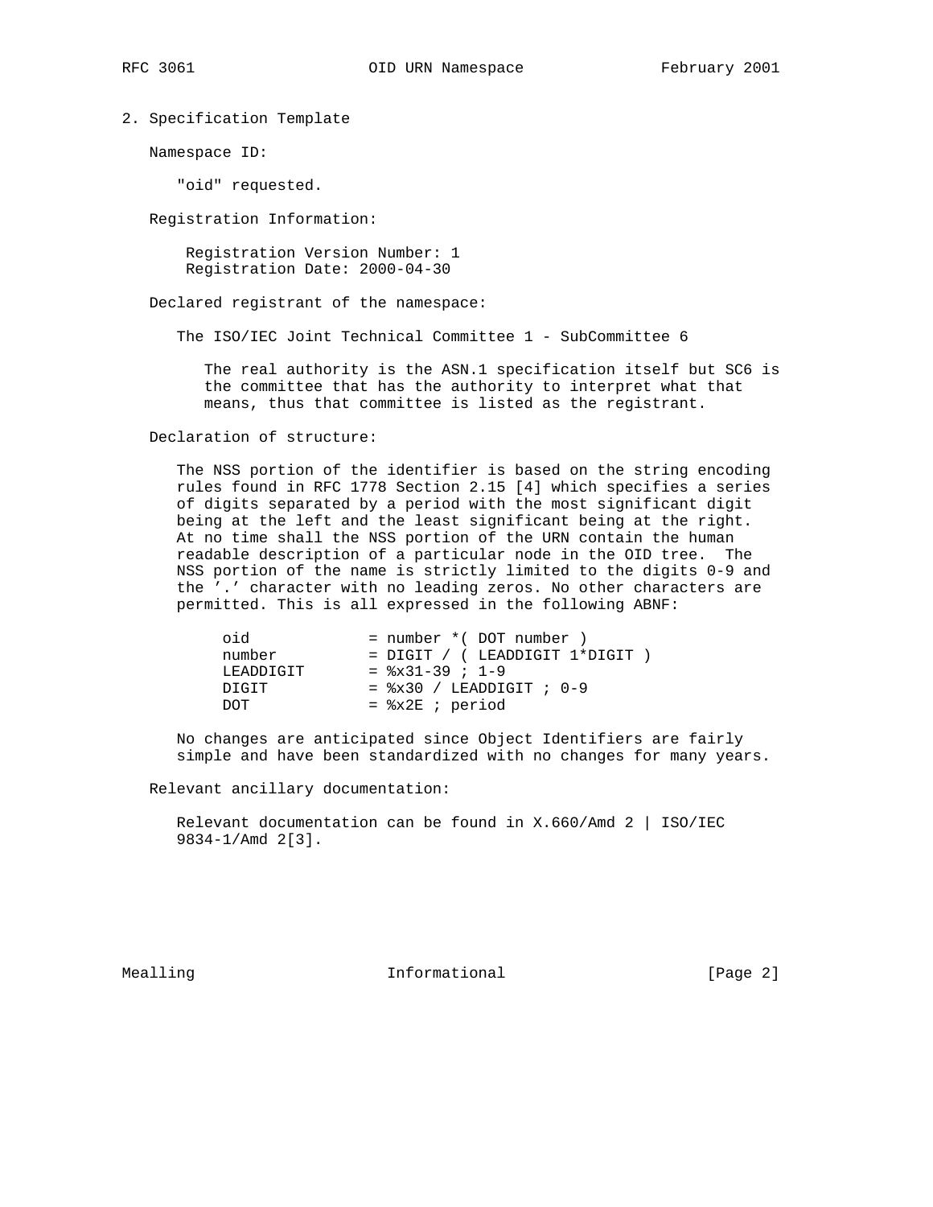## 2. Specification Template

Namespace ID:

"oid" requested.

Registration Information:

Registration Version Number: 1
Registration Date: 2000-04-30

Declared registrant of the namespace:

The ISO/IEC Joint Technical Committee 1 - SubCommittee 6

The real authority is the ASN.1 specification itself but SC6 is the committee that has the authority to interpret what that means, thus that committee is listed as the registrant.

Declaration of structure:

The NSS portion of the identifier is based on the string encoding rules found in RFC 1778 Section 2.15 [4] which specifies a series of digits separated by a period with the most significant digit being at the left and the least significant being at the right. At no time shall the NSS portion of the URN contain the human readable description of a particular node in the OID tree. The NSS portion of the name is strictly limited to the digits 0-9 and the '.' character with no leading zeros. No other characters are permitted. This is all expressed in the following ABNF:

```
oid            = number *( DOT number )
number         = DIGIT / ( LEADDIGIT 1*DIGIT )
LEADDIGIT      = %x31-39 ; 1-9
DIGIT          = %x30 / LEADDIGIT ; 0-9
DOT            = %x2E ; period
```

No changes are anticipated since Object Identifiers are fairly simple and have been standardized with no changes for many years.

Relevant ancillary documentation:

Relevant documentation can be found in X.660/Amd 2 | ISO/IEC 9834-1/Amd 2[3].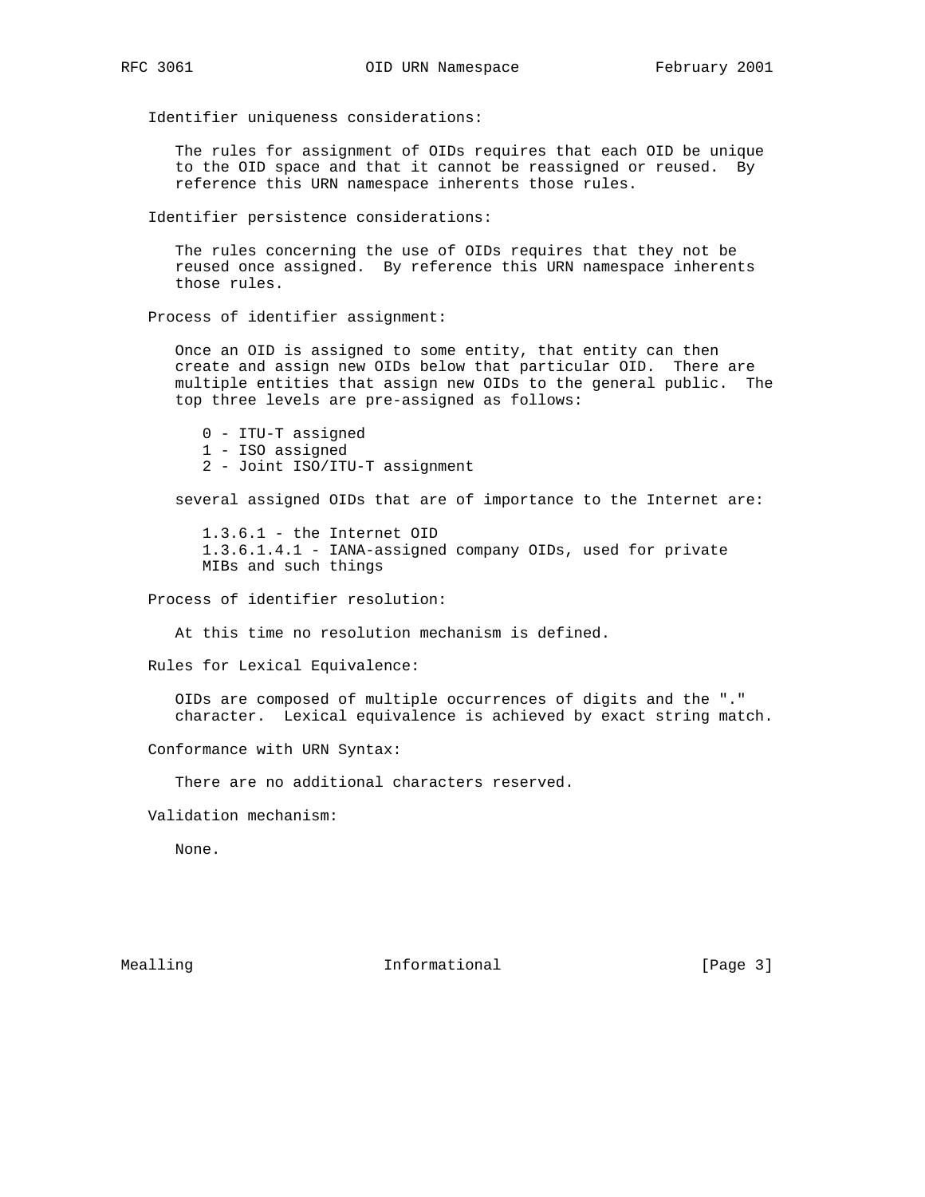Identifier uniqueness considerations:

The rules for assignment of OIDs requires that each OID be unique to the OID space and that it cannot be reassigned or reused. By reference this URN namespace inherents those rules.

Identifier persistence considerations:

The rules concerning the use of OIDs requires that they not be reused once assigned. By reference this URN namespace inherents those rules.

Process of identifier assignment:

Once an OID is assigned to some entity, that entity can then create and assign new OIDs below that particular OID. There are multiple entities that assign new OIDs to the general public. The top three levels are pre-assigned as follows:

```
0 - ITU-T assigned
1 - ISO assigned
2 - Joint ISO/ITU-T assignment
```

several assigned OIDs that are of importance to the Internet are:

```
1.3.6.1 - the Internet OID
1.3.6.1.4.1 - IANA-assigned company OIDs, used for private
MIBs and such things
```

Process of identifier resolution:

At this time no resolution mechanism is defined.

Rules for Lexical Equivalence:

OIDs are composed of multiple occurrences of digits and the "." character. Lexical equivalence is achieved by exact string match.

Conformance with URN Syntax:

There are no additional characters reserved.

Validation mechanism:

None.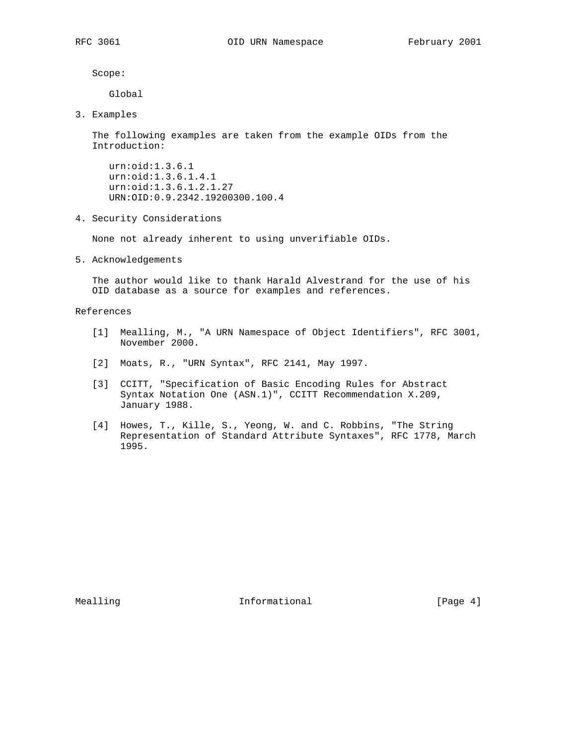Scope:

Global

## 3. Examples

The following examples are taken from the example OIDs from the Introduction:

```
urn:oid:1.3.6.1
urn:oid:1.3.6.1.4.1
urn:oid:1.3.6.1.2.1.27
URN:OID:0.9.2342.19200300.100.4
```

## 4. Security Considerations

None not already inherent to using unverifiable OIDs.

## 5. Acknowledgements

The author would like to thank Harald Alvestrand for the use of his OID database as a source for examples and references.

## References

[1] Mealling, M., "A URN Namespace of Object Identifiers", RFC 3001, November 2000.

[2] Moats, R., "URN Syntax", RFC 2141, May 1997.

[3] CCITT, "Specification of Basic Encoding Rules for Abstract Syntax Notation One (ASN.1)", CCITT Recommendation X.209, January 1988.

[4] Howes, T., Kille, S., Yeong, W. and C. Robbins, "The String Representation of Standard Attribute Syntaxes", RFC 1778, March 1995.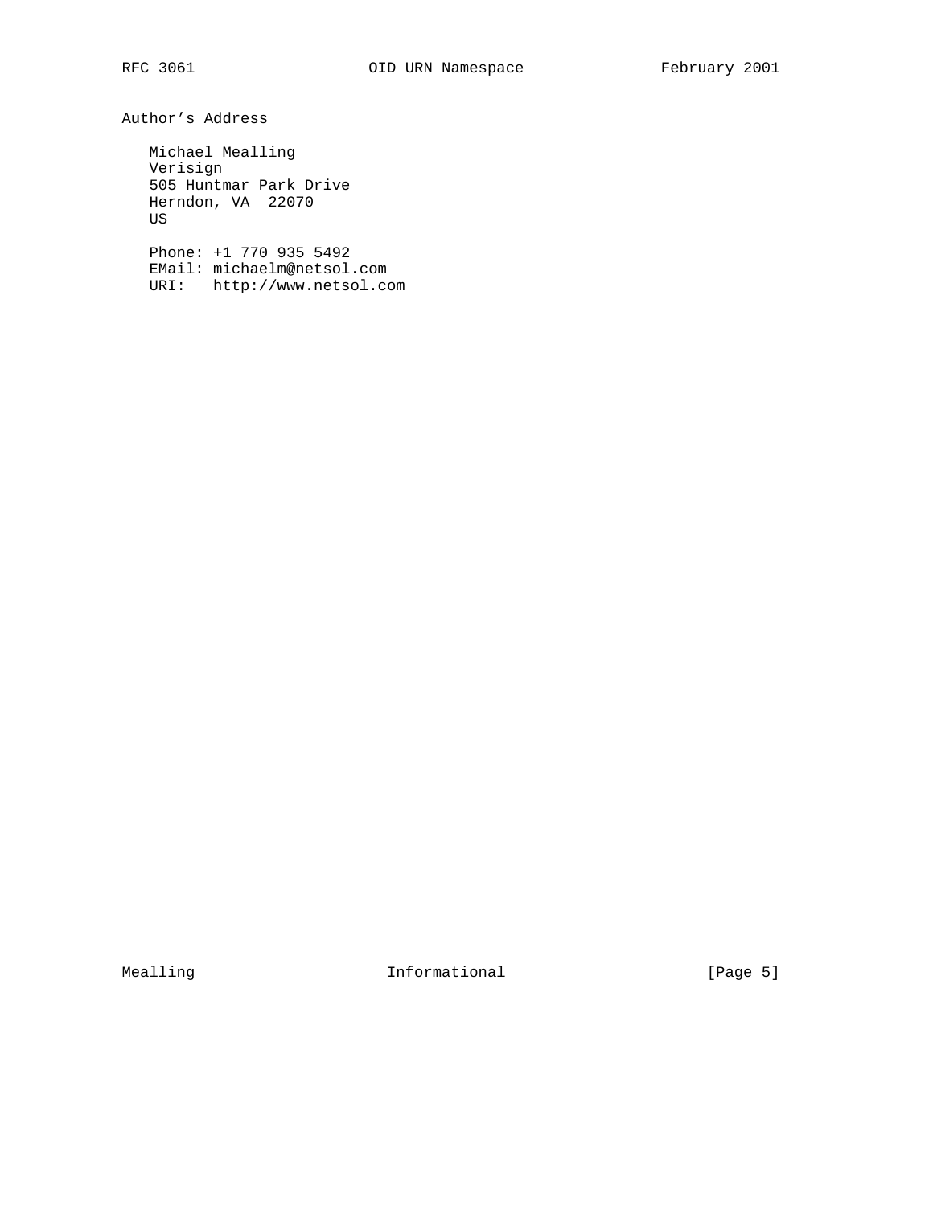## Author's Address

Michael Mealling
Verisign
505 Huntmar Park Drive
Herndon, VA  22070
US

Phone: +1 770 935 5492
EMail: michaelm@netsol.com
URI:   http://www.netsol.com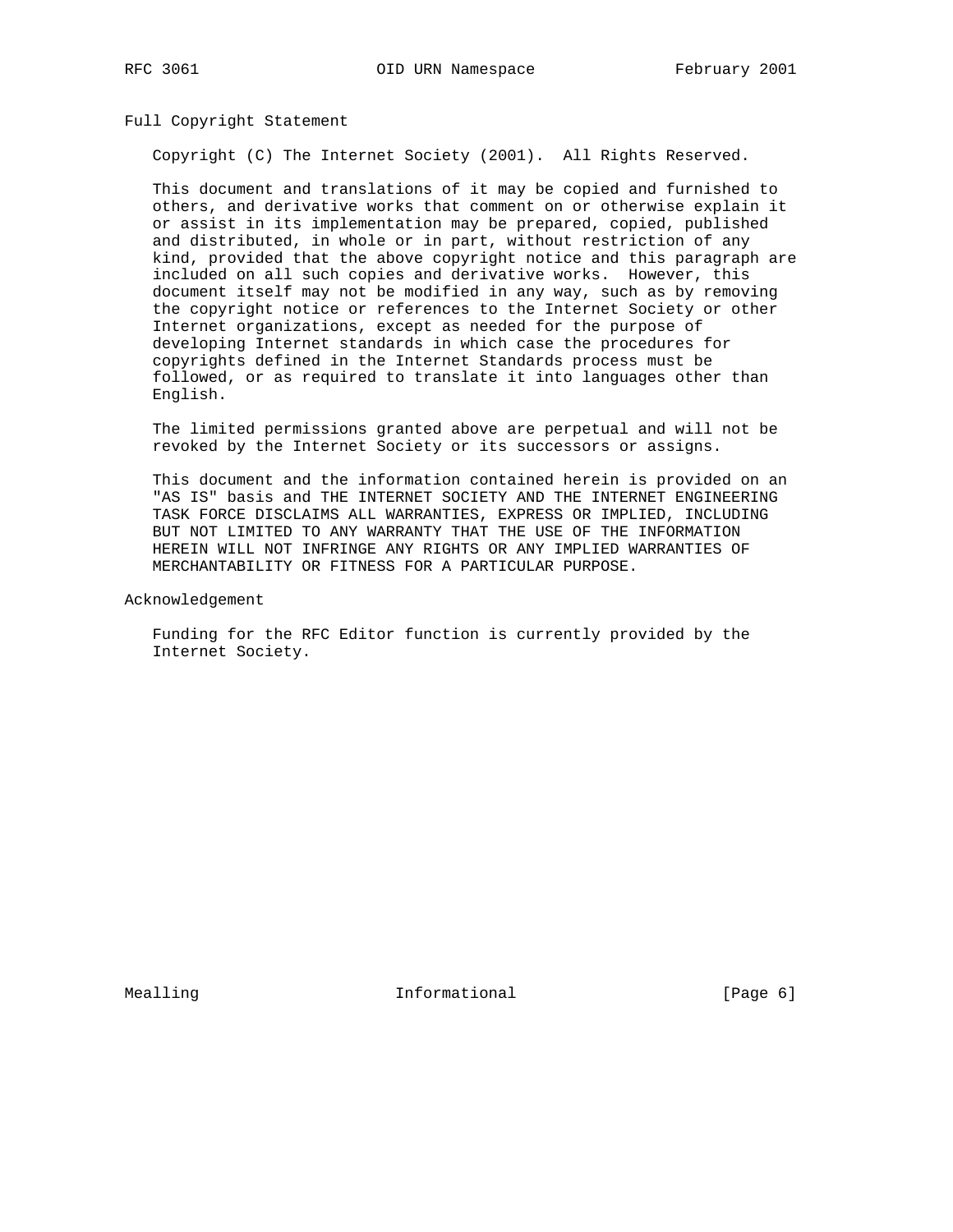## Full Copyright Statement

Copyright (C) The Internet Society (2001). All Rights Reserved.

This document and translations of it may be copied and furnished to others, and derivative works that comment on or otherwise explain it or assist in its implementation may be prepared, copied, published and distributed, in whole or in part, without restriction of any kind, provided that the above copyright notice and this paragraph are included on all such copies and derivative works. However, this document itself may not be modified in any way, such as by removing the copyright notice or references to the Internet Society or other Internet organizations, except as needed for the purpose of developing Internet standards in which case the procedures for copyrights defined in the Internet Standards process must be followed, or as required to translate it into languages other than English.

The limited permissions granted above are perpetual and will not be revoked by the Internet Society or its successors or assigns.

This document and the information contained herein is provided on an "AS IS" basis and THE INTERNET SOCIETY AND THE INTERNET ENGINEERING TASK FORCE DISCLAIMS ALL WARRANTIES, EXPRESS OR IMPLIED, INCLUDING BUT NOT LIMITED TO ANY WARRANTY THAT THE USE OF THE INFORMATION HEREIN WILL NOT INFRINGE ANY RIGHTS OR ANY IMPLIED WARRANTIES OF MERCHANTABILITY OR FITNESS FOR A PARTICULAR PURPOSE.

## Acknowledgement

Funding for the RFC Editor function is currently provided by the Internet Society.